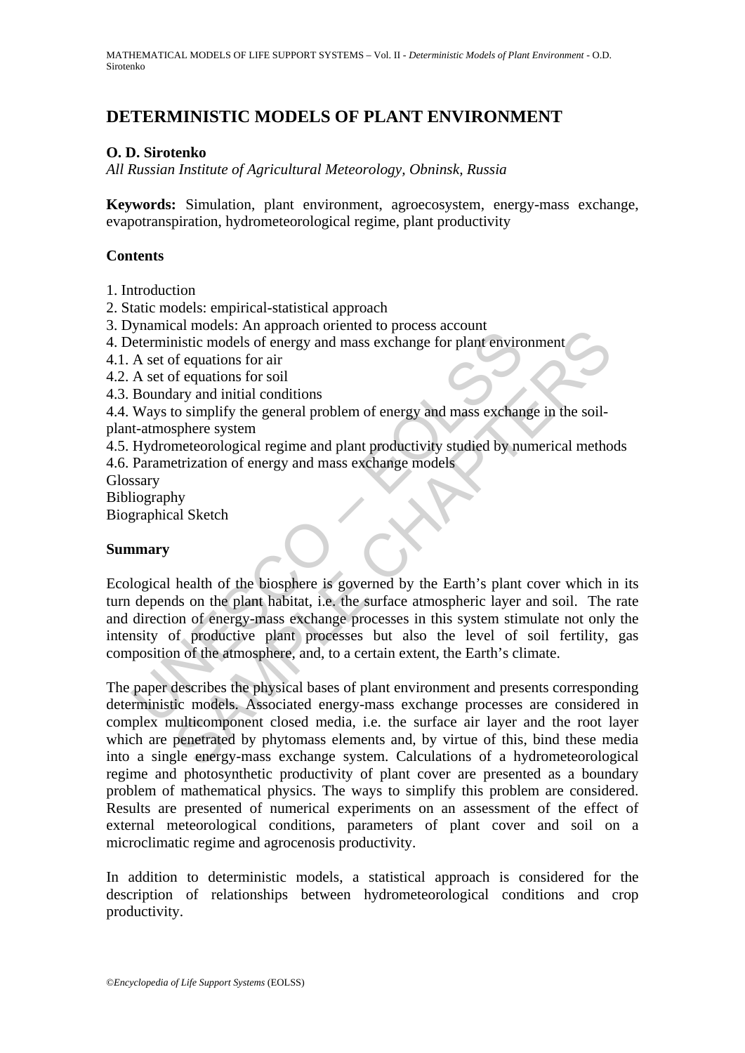# DETERMINISTIC MODELS OF PLANT ENVIRONMENT

**O. D. Sirotenko**

*All Russian Institute of Agricultural Meteorology, Obninsk, Russia*

**Keywords:** Simulation, plant environment, agroecosystem, energy-mass exchange, evapotranspiration, hydrometeorological regime, plant productivity

## Contents

1. Introduction
2. Static models: empirical-statistical approach
3. Dynamical models: An approach oriented to process account
4. Deterministic models of energy and mass exchange for plant environment

4.1. A set of equations for air
4.2. A set of equations for soil
4.3. Boundary and initial conditions
4.4. Ways to simplify the general problem of energy and mass exchange in the soil-plant-atmosphere system
4.5. Hydrometeorological regime and plant productivity studied by numerical methods
4.6. Parametrization of energy and mass exchange models

Glossary
Bibliography
Biographical Sketch

## Summary

Ecological health of the biosphere is governed by the Earth's plant cover which in its turn depends on the plant habitat, i.e. the surface atmospheric layer and soil. The rate and direction of energy-mass exchange processes in this system stimulate not only the intensity of productive plant processes but also the level of soil fertility, gas composition of the atmosphere, and, to a certain extent, the Earth's climate.

The paper describes the physical bases of plant environment and presents corresponding deterministic models. Associated energy-mass exchange processes are considered in complex multicomponent closed media, i.e. the surface air layer and the root layer which are penetrated by phytomass elements and, by virtue of this, bind these media into a single energy-mass exchange system. Calculations of a hydrometeorological regime and photosynthetic productivity of plant cover are presented as a boundary problem of mathematical physics. The ways to simplify this problem are considered. Results are presented of numerical experiments on an assessment of the effect of external meteorological conditions, parameters of plant cover and soil on a microclimatic regime and agrocenosis productivity.

In addition to deterministic models, a statistical approach is considered for the description of relationships between hydrometeorological conditions and crop productivity.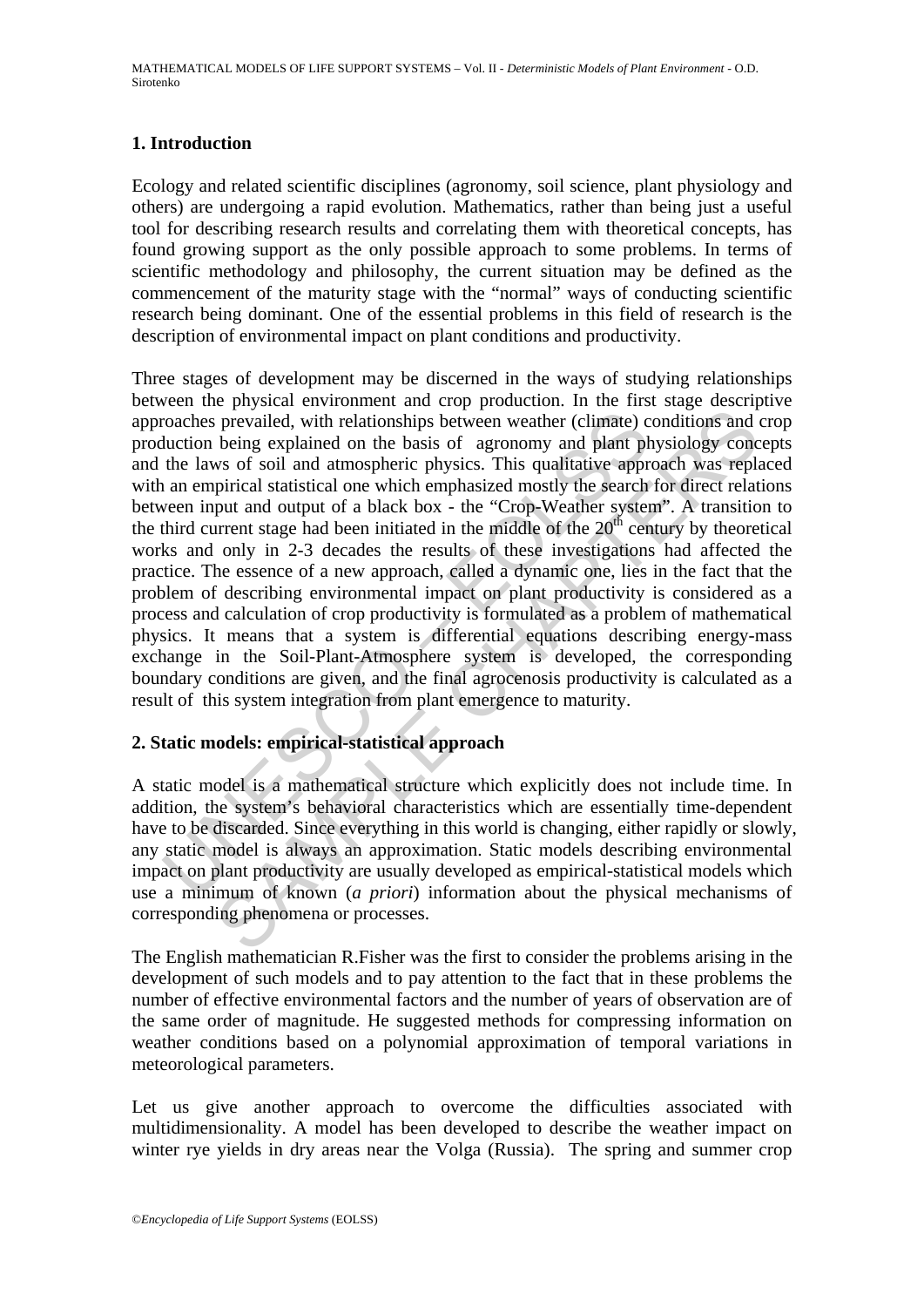## 1. Introduction

Ecology and related scientific disciplines (agronomy, soil science, plant physiology and others) are undergoing a rapid evolution. Mathematics, rather than being just a useful tool for describing research results and correlating them with theoretical concepts, has found growing support as the only possible approach to some problems. In terms of scientific methodology and philosophy, the current situation may be defined as the commencement of the maturity stage with the "normal" ways of conducting scientific research being dominant. One of the essential problems in this field of research is the description of environmental impact on plant conditions and productivity.

Three stages of development may be discerned in the ways of studying relationships between the physical environment and crop production. In the first stage descriptive approaches prevailed, with relationships between weather (climate) conditions and crop production being explained on the basis of agronomy and plant physiology concepts and the laws of soil and atmospheric physics. This qualitative approach was replaced with an empirical statistical one which emphasized mostly the search for direct relations between input and output of a black box - the "Crop-Weather system". A transition to the third current stage had been initiated in the middle of the 20$^{th}$ century by theoretical works and only in 2-3 decades the results of these investigations had affected the practice. The essence of a new approach, called a dynamic one, lies in the fact that the problem of describing environmental impact on plant productivity is considered as a process and calculation of crop productivity is formulated as a problem of mathematical physics. It means that a system is differential equations describing energy-mass exchange in the Soil-Plant-Atmosphere system is developed, the corresponding boundary conditions are given, and the final agrocenosis productivity is calculated as a result of this system integration from plant emergence to maturity.

## 2. Static models: empirical-statistical approach

A static model is a mathematical structure which explicitly does not include time. In addition, the system's behavioral characteristics which are essentially time-dependent have to be discarded. Since everything in this world is changing, either rapidly or slowly, any static model is always an approximation. Static models describing environmental impact on plant productivity are usually developed as empirical-statistical models which use a minimum of known (*a priori*) information about the physical mechanisms of corresponding phenomena or processes.

The English mathematician R.Fisher was the first to consider the problems arising in the development of such models and to pay attention to the fact that in these problems the number of effective environmental factors and the number of years of observation are of the same order of magnitude. He suggested methods for compressing information on weather conditions based on a polynomial approximation of temporal variations in meteorological parameters.

Let us give another approach to overcome the difficulties associated with multidimensionality. A model has been developed to describe the weather impact on winter rye yields in dry areas near the Volga (Russia). The spring and summer crop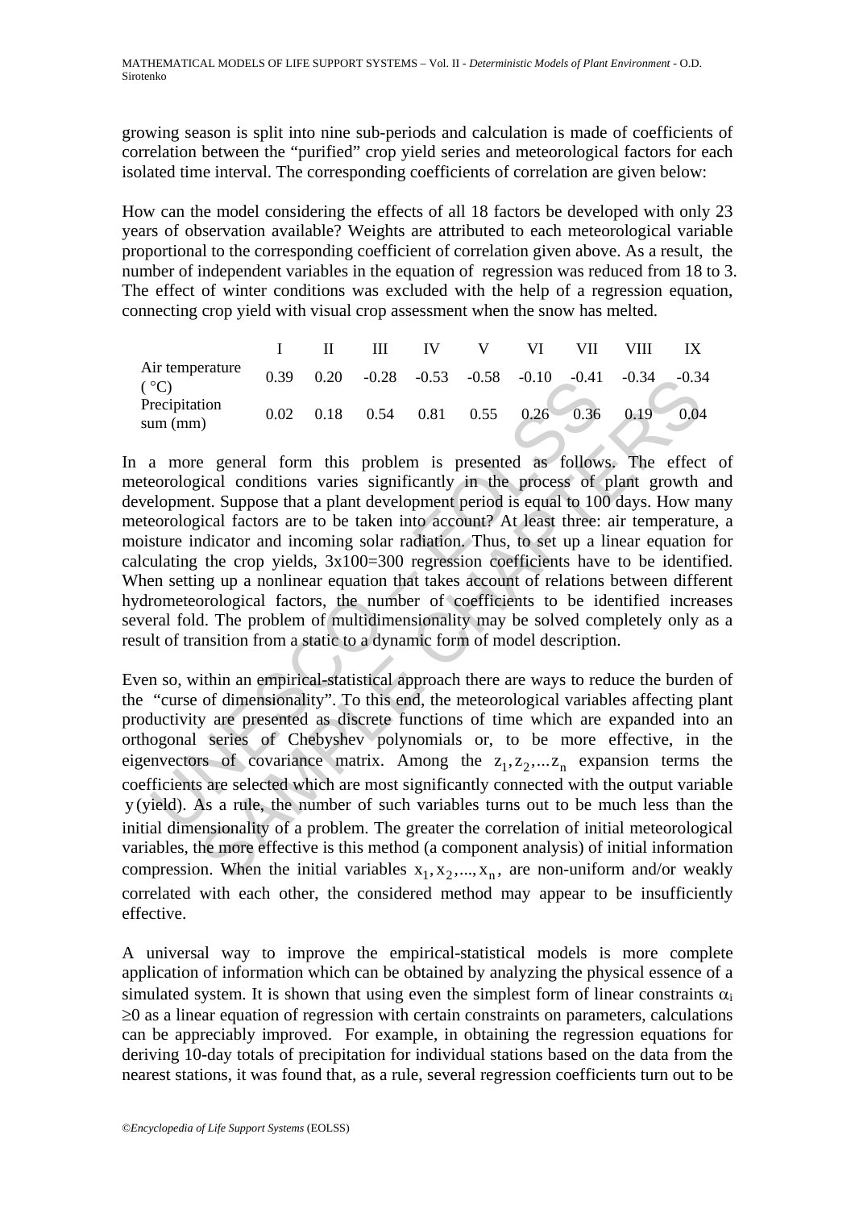growing season is split into nine sub-periods and calculation is made of coefficients of correlation between the "purified" crop yield series and meteorological factors for each isolated time interval. The corresponding coefficients of correlation are given below:

How can the model considering the effects of all 18 factors be developed with only 23 years of observation available? Weights are attributed to each meteorological variable proportional to the corresponding coefficient of correlation given above. As a result, the number of independent variables in the equation of regression was reduced from 18 to 3. The effect of winter conditions was excluded with the help of a regression equation, connecting crop yield with visual crop assessment when the snow has melted.

| | I | II | III | IV | V | VI | VII | VIII | IX |
|---|---|---|---|---|---|---|---|---|---|
| Air temperature (°C) | 0.39 | 0.20 | -0.28 | -0.53 | -0.58 | -0.10 | -0.41 | -0.34 | -0.34 |
| Precipitation sum (mm) | 0.02 | 0.18 | 0.54 | 0.81 | 0.55 | 0.26 | 0.36 | 0.19 | 0.04 |

In a more general form this problem is presented as follows. The effect of meteorological conditions varies significantly in the process of plant growth and development. Suppose that a plant development period is equal to 100 days. How many meteorological factors are to be taken into account? At least three: air temperature, a moisture indicator and incoming solar radiation. Thus, to set up a linear equation for calculating the crop yields, 3x100=300 regression coefficients have to be identified. When setting up a nonlinear equation that takes account of relations between different hydrometeorological factors, the number of coefficients to be identified increases several fold. The problem of multidimensionality may be solved completely only as a result of transition from a static to a dynamic form of model description.

Even so, within an empirical-statistical approach there are ways to reduce the burden of the "curse of dimensionality". To this end, the meteorological variables affecting plant productivity are presented as discrete functions of time which are expanded into an orthogonal series of Chebyshev polynomials or, to be more effective, in the eigenvectors of covariance matrix. Among the $z_1, z_2, ... z_n$ expansion terms the coefficients are selected which are most significantly connected with the output variable $y$ (yield). As a rule, the number of such variables turns out to be much less than the initial dimensionality of a problem. The greater the correlation of initial meteorological variables, the more effective is this method (a component analysis) of initial information compression. When the initial variables $x_1, x_2, ..., x_n$, are non-uniform and/or weakly correlated with each other, the considered method may appear to be insufficiently effective.

A universal way to improve the empirical-statistical models is more complete application of information which can be obtained by analyzing the physical essence of a simulated system. It is shown that using even the simplest form of linear constraints $\alpha_i \geq 0$ as a linear equation of regression with certain constraints on parameters, calculations can be appreciably improved. For example, in obtaining the regression equations for deriving 10-day totals of precipitation for individual stations based on the data from the nearest stations, it was found that, as a rule, several regression coefficients turn out to be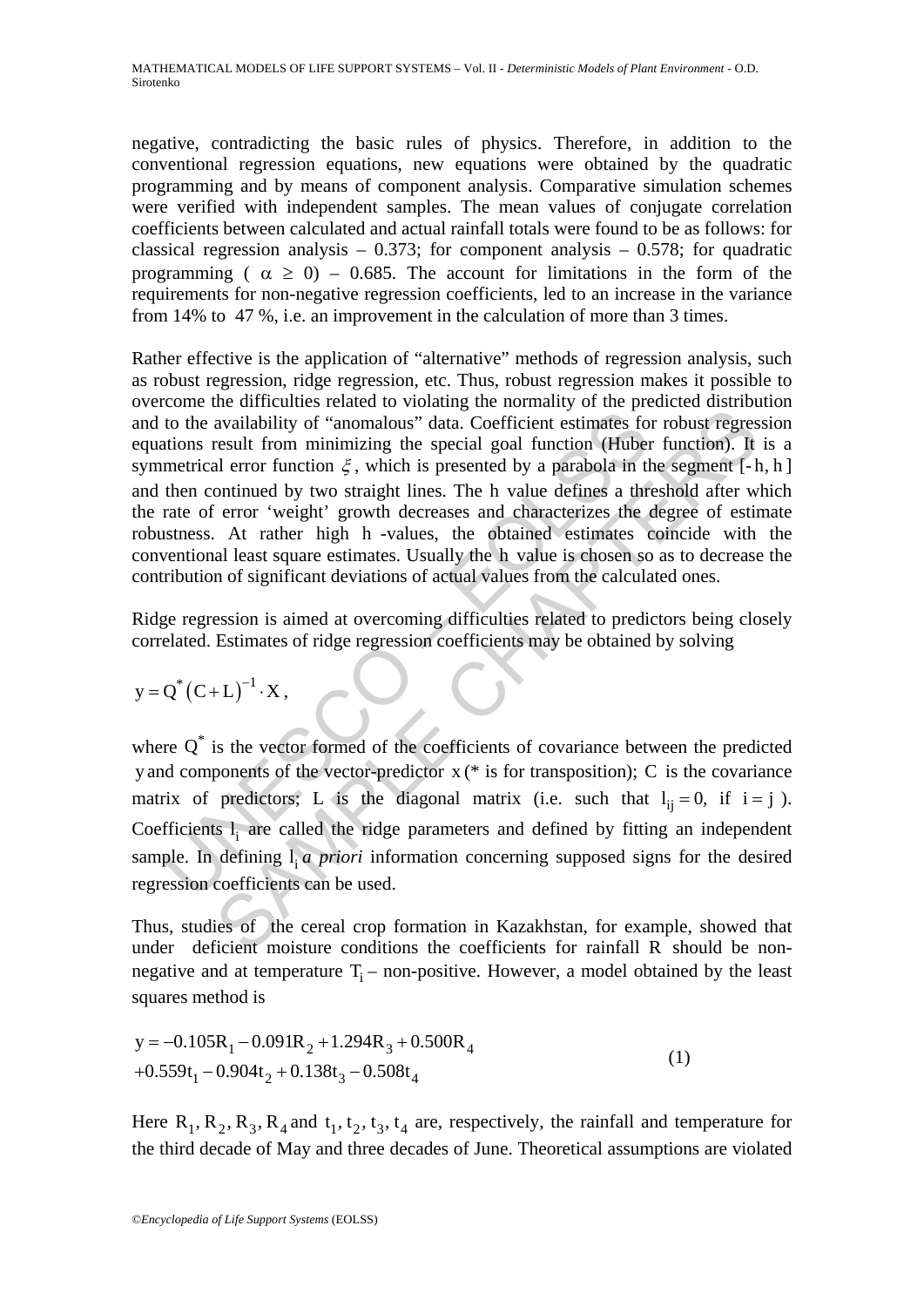negative, contradicting the basic rules of physics. Therefore, in addition to the conventional regression equations, new equations were obtained by the quadratic programming and by means of component analysis. Comparative simulation schemes were verified with independent samples. The mean values of conjugate correlation coefficients between calculated and actual rainfall totals were found to be as follows: for classical regression analysis – 0.373; for component analysis – 0.578; for quadratic programming ( $\alpha \geq 0$) – 0.685. The account for limitations in the form of the requirements for non-negative regression coefficients, led to an increase in the variance from 14% to 47 %, i.e. an improvement in the calculation of more than 3 times.

Rather effective is the application of "alternative" methods of regression analysis, such as robust regression, ridge regression, etc. Thus, robust regression makes it possible to overcome the difficulties related to violating the normality of the predicted distribution and to the availability of "anomalous" data. Coefficient estimates for robust regression equations result from minimizing the special goal function (Huber function). It is a symmetrical error function $\xi$, which is presented by a parabola in the segment $[-h, h]$ and then continued by two straight lines. The h value defines a threshold after which the rate of error 'weight' growth decreases and characterizes the degree of estimate robustness. At rather high h -values, the obtained estimates coincide with the conventional least square estimates. Usually the h value is chosen so as to decrease the contribution of significant deviations of actual values from the calculated ones.

Ridge regression is aimed at overcoming difficulties related to predictors being closely correlated. Estimates of ridge regression coefficients may be obtained by solving

$$y = Q^*\left(C + L\right)^{-1} \cdot X,$$

where $Q^*$ is the vector formed of the coefficients of covariance between the predicted $y$ and components of the vector-predictor $x$ (* is for transposition); $C$ is the covariance matrix of predictors; $L$ is the diagonal matrix (i.e. such that $l_{ij} = 0$, if $i = j$ ). Coefficients $l_i$ are called the ridge parameters and defined by fitting an independent sample. In defining $l_i$ *a priori* information concerning supposed signs for the desired regression coefficients can be used.

Thus, studies of the cereal crop formation in Kazakhstan, for example, showed that under deficient moisture conditions the coefficients for rainfall R should be non-negative and at temperature $T_i$ – non-positive. However, a model obtained by the least squares method is

$$\begin{aligned} y = &-0.105R_1 - 0.091R_2 + 1.294R_3 + 0.500R_4 \\ &+0.559t_1 - 0.904t_2 + 0.138t_3 - 0.508t_4 \end{aligned} \tag{1}$$

Here $R_1, R_2, R_3, R_4$ and $t_1, t_2, t_3, t_4$ are, respectively, the rainfall and temperature for the third decade of May and three decades of June. Theoretical assumptions are violated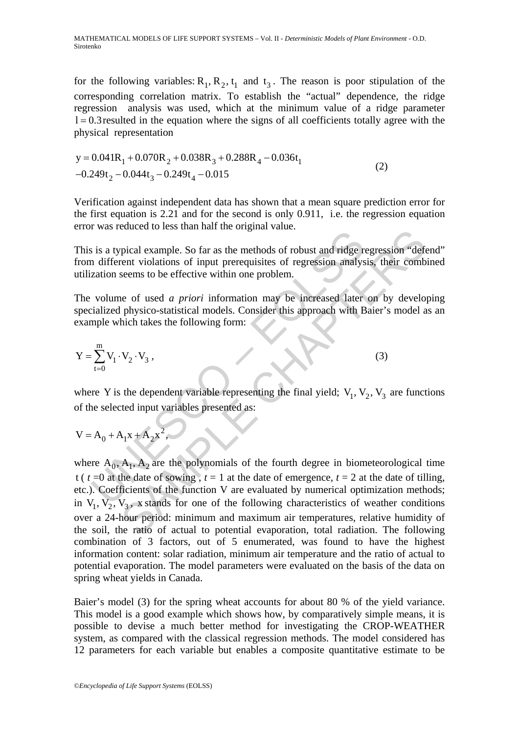for the following variables: $R_1, R_2, t_1$ and $t_3$. The reason is poor stipulation of the corresponding correlation matrix. To establish the "actual" dependence, the ridge regression analysis was used, which at the minimum value of a ridge parameter $l = 0.3$ resulted in the equation where the signs of all coefficients totally agree with the physical representation

$$
\begin{aligned}
y &= 0.041R_1 + 0.070R_2 + 0.038R_3 + 0.288R_4 - 0.036t_1 \\
&-0.249t_2 - 0.044t_3 - 0.249t_4 - 0.015
\end{aligned}
\tag{2}
$$

Verification against independent data has shown that a mean square prediction error for the first equation is 2.21 and for the second is only 0.911, i.e. the regression equation error was reduced to less than half the original value.

This is a typical example. So far as the methods of robust and ridge regression "defend" from different violations of input prerequisites of regression analysis, their combined utilization seems to be effective within one problem.

The volume of used *a priori* information may be increased later on by developing specialized physico-statistical models. Consider this approach with Baier's model as an example which takes the following form:

$$
Y = \sum_{t=0}^{m} V_1 \cdot V_2 \cdot V_3 \,, \tag{3}
$$

where $Y$ is the dependent variable representing the final yield; $V_1, V_2, V_3$ are functions of the selected input variables presented as:

$$
V = A_0 + A_1 x + A_2 x^2 ,
$$

where $A_0, A_1, A_2$ are the polynomials of the fourth degree in biometeorological time $t$ ( $t$ =0 at the date of sowing , $t$ = 1 at the date of emergence, $t$ = 2 at the date of tilling, etc.). Coefficients of the function V are evaluated by numerical optimization methods; in $V_1, V_2, V_3$, $x$ stands for one of the following characteristics of weather conditions over a 24-hour period: minimum and maximum air temperatures, relative humidity of the soil, the ratio of actual to potential evaporation, total radiation. The following combination of 3 factors, out of 5 enumerated, was found to have the highest information content: solar radiation, minimum air temperature and the ratio of actual to potential evaporation. The model parameters were evaluated on the basis of the data on spring wheat yields in Canada.

Baier's model (3) for the spring wheat accounts for about 80 % of the yield variance. This model is a good example which shows how, by comparatively simple means, it is possible to devise a much better method for investigating the CROP-WEATHER system, as compared with the classical regression methods. The model considered has 12 parameters for each variable but enables a composite quantitative estimate to be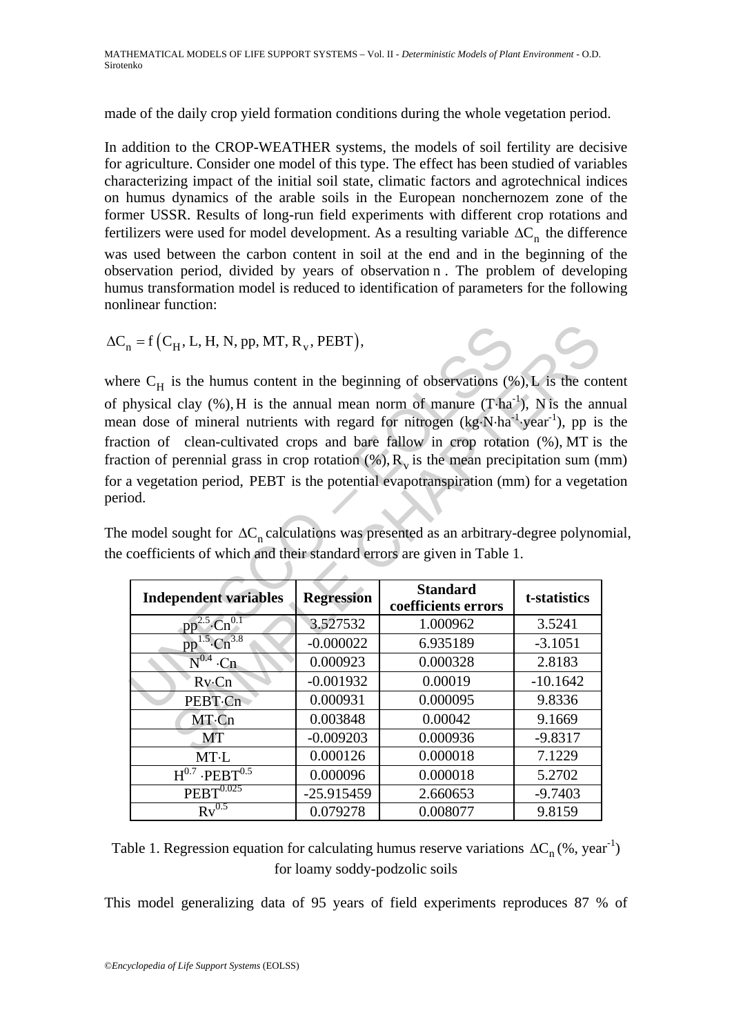made of the daily crop yield formation conditions during the whole vegetation period.

In addition to the CROP-WEATHER systems, the models of soil fertility are decisive for agriculture. Consider one model of this type. The effect has been studied of variables characterizing impact of the initial soil state, climatic factors and agrotechnical indices on humus dynamics of the arable soils in the European nonchernozem zone of the former USSR. Results of long-run field experiments with different crop rotations and fertilizers were used for model development. As a resulting variable $\Delta C_n$ the difference was used between the carbon content in soil at the end and in the beginning of the observation period, divided by years of observation $n$. The problem of developing humus transformation model is reduced to identification of parameters for the following nonlinear function:

$$\Delta C_n = f\left(C_H, L, H, N, pp, MT, R_v, PEBT\right),$$

where $C_H$ is the humus content in the beginning of observations (%), $L$ is the content of physical clay (%), $H$ is the annual mean norm of manure ($T \cdot ha^{-1}$), $N$ is the annual mean dose of mineral nutrients with regard for nitrogen ($kg \cdot N \cdot ha^{-1} \cdot year^{-1}$), $pp$ is the fraction of clean-cultivated crops and bare fallow in crop rotation (%), $MT$ is the fraction of perennial grass in crop rotation (%), $R_v$ is the mean precipitation sum (mm) for a vegetation period, $PEBT$ is the potential evapotranspiration (mm) for a vegetation period.

The model sought for $\Delta C_n$ calculations was presented as an arbitrary-degree polynomial, the coefficients of which and their standard errors are given in Table 1.

| Independent variables | Regression | Standard coefficients errors | t-statistics |
|---|---|---|---|
| $pp^{2.5} \cdot Cn^{0.1}$ | 3.527532 | 1.000962 | 3.5241 |
| $pp^{1.5} \cdot Cn^{3.8}$ | -0.000022 | 6.935189 | -3.1051 |
| $N^{0.4} \cdot Cn$ | 0.000923 | 0.000328 | 2.8183 |
| $Rv \cdot Cn$ | -0.001932 | 0.00019 | -10.1642 |
| $PEBT \cdot Cn$ | 0.000931 | 0.000095 | 9.8336 |
| $MT \cdot Cn$ | 0.003848 | 0.00042 | 9.1669 |
| $MT$ | -0.009203 | 0.000936 | -9.8317 |
| $MT \cdot L$ | 0.000126 | 0.000018 | 7.1229 |
| $H^{0.7} \cdot PEBT^{0.5}$ | 0.000096 | 0.000018 | 5.2702 |
| $PEBT^{0.025}$ | -25.915459 | 2.660653 | -9.7403 |
| $Rv^{0.5}$ | 0.079278 | 0.008077 | 9.8159 |

Table 1. Regression equation for calculating humus reserve variations $\Delta C_n$ (%, $year^{-1}$) for loamy soddy-podzolic soils

This model generalizing data of 95 years of field experiments reproduces 87 % of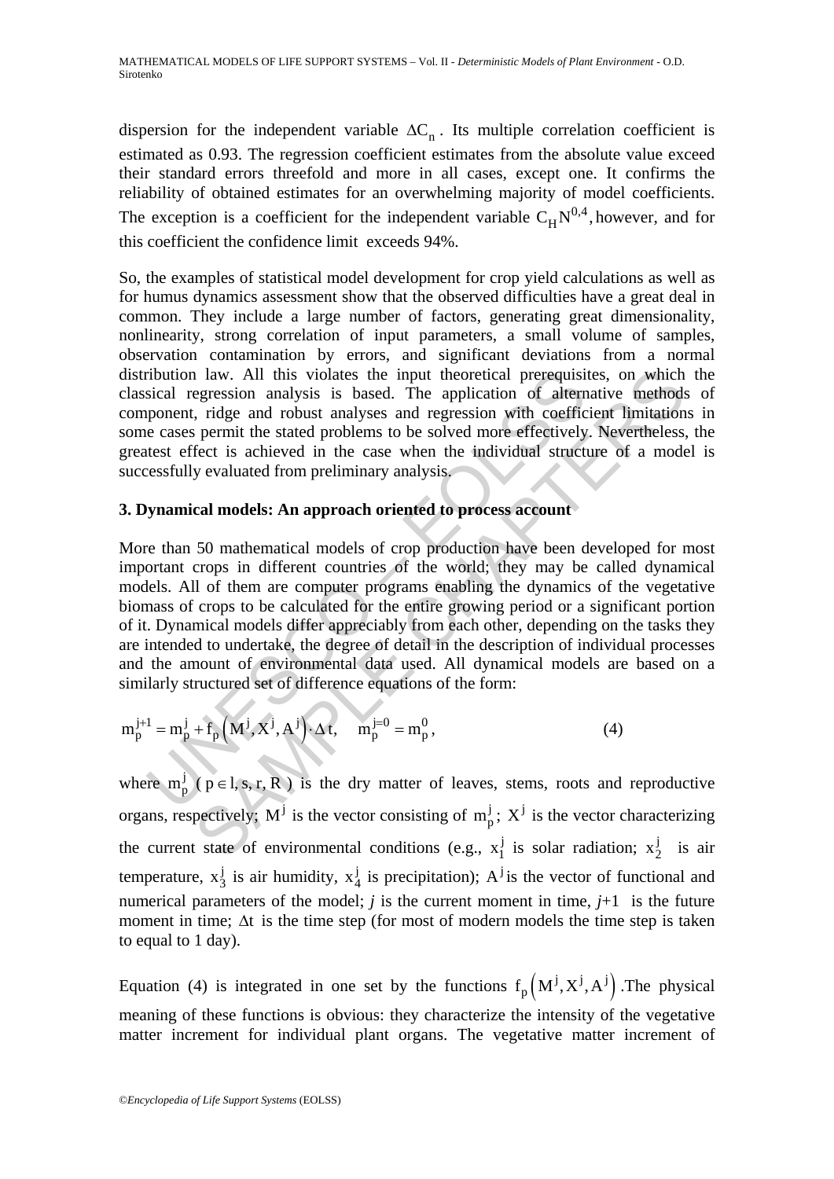dispersion for the independent variable $\Delta C_n$. Its multiple correlation coefficient is estimated as 0.93. The regression coefficient estimates from the absolute value exceed their standard errors threefold and more in all cases, except one. It confirms the reliability of obtained estimates for an overwhelming majority of model coefficients. The exception is a coefficient for the independent variable $C_H N^{0,4}$, however, and for this coefficient the confidence limit exceeds 94%.

So, the examples of statistical model development for crop yield calculations as well as for humus dynamics assessment show that the observed difficulties have a great deal in common. They include a large number of factors, generating great dimensionality, nonlinearity, strong correlation of input parameters, a small volume of samples, observation contamination by errors, and significant deviations from a normal distribution law. All this violates the input theoretical prerequisites, on which the classical regression analysis is based. The application of alternative methods of component, ridge and robust analyses and regression with coefficient limitations in some cases permit the stated problems to be solved more effectively. Nevertheless, the greatest effect is achieved in the case when the individual structure of a model is successfully evaluated from preliminary analysis.

## 3. Dynamical models: An approach oriented to process account

More than 50 mathematical models of crop production have been developed for most important crops in different countries of the world; they may be called dynamical models. All of them are computer programs enabling the dynamics of the vegetative biomass of crops to be calculated for the entire growing period or a significant portion of it. Dynamical models differ appreciably from each other, depending on the tasks they are intended to undertake, the degree of detail in the description of individual processes and the amount of environmental data used. All dynamical models are based on a similarly structured set of difference equations of the form:

$$m_p^{j+1} = m_p^j + f_p\left(M^j, X^j, A^j\right) \cdot \Delta t, \quad m_p^{j=0} = m_p^0, \tag{4}$$

where $m_p^j$ ( $p \in l, s, r, R$ ) is the dry matter of leaves, stems, roots and reproductive organs, respectively; $M^j$ is the vector consisting of $m_p^j$; $X^j$ is the vector characterizing the current state of environmental conditions (e.g., $x_1^j$ is solar radiation; $x_2^j$ is air temperature, $x_3^j$ is air humidity, $x_4^j$ is precipitation); $A^j$ is the vector of functional and numerical parameters of the model; *j* is the current moment in time, *j*+1 is the future moment in time; $\Delta t$ is the time step (for most of modern models the time step is taken to equal to 1 day).

Equation (4) is integrated in one set by the functions $f_p\left(M^j, X^j, A^j\right)$. The physical meaning of these functions is obvious: they characterize the intensity of the vegetative matter increment for individual plant organs. The vegetative matter increment of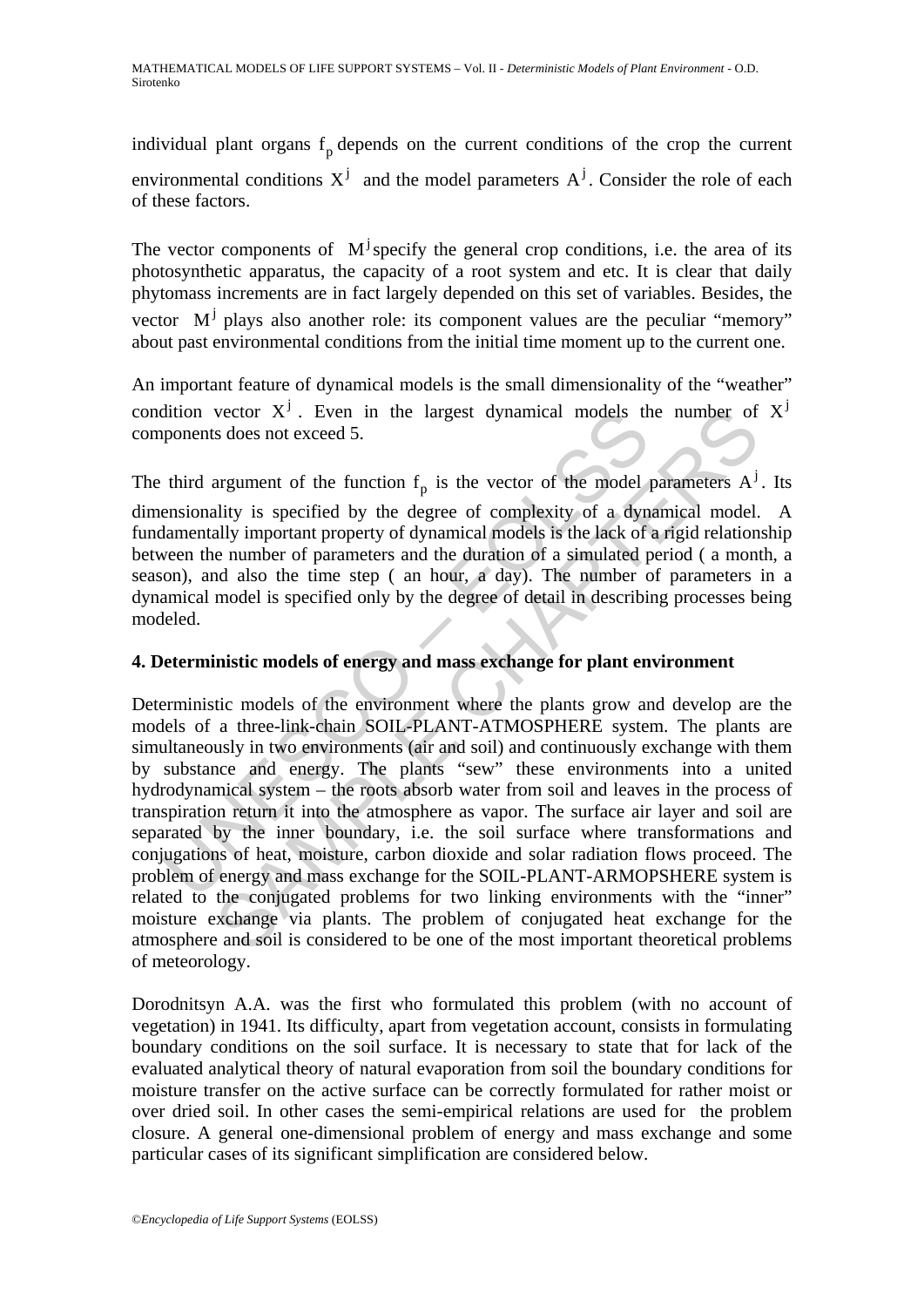individual plant organs $f_p$ depends on the current conditions of the crop the current environmental conditions $X^j$ and the model parameters $A^j$. Consider the role of each of these factors.

The vector components of $M^j$ specify the general crop conditions, i.e. the area of its photosynthetic apparatus, the capacity of a root system and etc. It is clear that daily phytomass increments are in fact largely depended on this set of variables. Besides, the vector $M^j$ plays also another role: its component values are the peculiar "memory" about past environmental conditions from the initial time moment up to the current one.

An important feature of dynamical models is the small dimensionality of the "weather" condition vector $X^j$. Even in the largest dynamical models the number of $X^j$ components does not exceed 5.

The third argument of the function $f_p$ is the vector of the model parameters $A^j$. Its dimensionality is specified by the degree of complexity of a dynamical model. A fundamentally important property of dynamical models is the lack of a rigid relationship between the number of parameters and the duration of a simulated period ( a month, a season), and also the time step ( an hour, a day). The number of parameters in a dynamical model is specified only by the degree of detail in describing processes being modeled.

## 4. Deterministic models of energy and mass exchange for plant environment

Deterministic models of the environment where the plants grow and develop are the models of a three-link-chain SOIL-PLANT-ATMOSPHERE system. The plants are simultaneously in two environments (air and soil) and continuously exchange with them by substance and energy. The plants "sew" these environments into a united hydrodynamical system – the roots absorb water from soil and leaves in the process of transpiration return it into the atmosphere as vapor. The surface air layer and soil are separated by the inner boundary, i.e. the soil surface where transformations and conjugations of heat, moisture, carbon dioxide and solar radiation flows proceed. The problem of energy and mass exchange for the SOIL-PLANT-ARMOPSHERE system is related to the conjugated problems for two linking environments with the "inner" moisture exchange via plants. The problem of conjugated heat exchange for the atmosphere and soil is considered to be one of the most important theoretical problems of meteorology.

Dorodnitsyn A.A. was the first who formulated this problem (with no account of vegetation) in 1941. Its difficulty, apart from vegetation account, consists in formulating boundary conditions on the soil surface. It is necessary to state that for lack of the evaluated analytical theory of natural evaporation from soil the boundary conditions for moisture transfer on the active surface can be correctly formulated for rather moist or over dried soil. In other cases the semi-empirical relations are used for the problem closure. A general one-dimensional problem of energy and mass exchange and some particular cases of its significant simplification are considered below.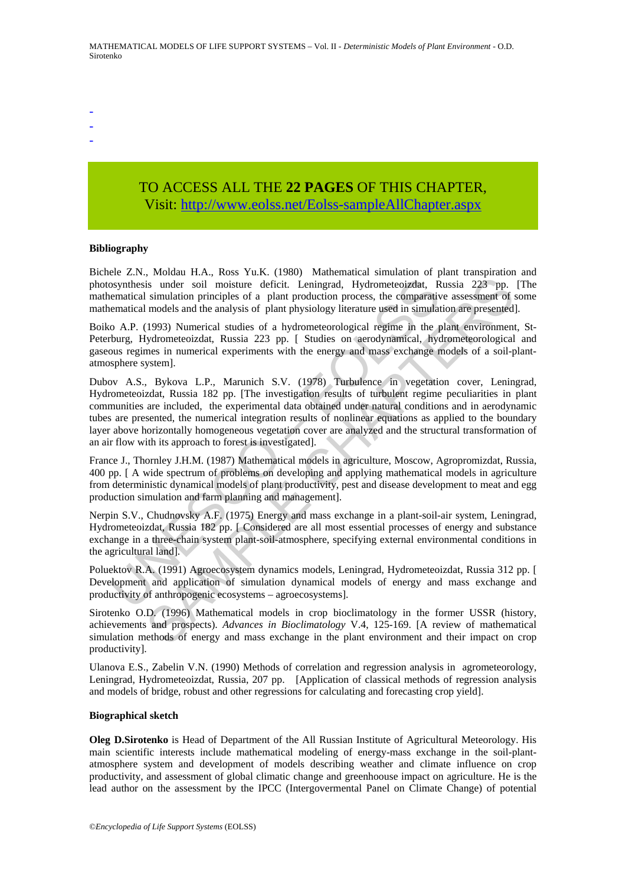-
-
-

TO ACCESS ALL THE **22 PAGES** OF THIS CHAPTER,
Visit: http://www.eolss.net/Eolss-sampleAllChapter.aspx

**Bibliography**

Bichele Z.N., Moldau H.A., Ross Yu.K. (1980) Mathematical simulation of plant transpiration and photosynthesis under soil moisture deficit. Leningrad, Hydrometeoizdat, Russia 223 pp. [The mathematical simulation principles of a plant production process, the comparative assessment of some mathematical models and the analysis of plant physiology literature used in simulation are presented].

Boiko A.P. (1993) Numerical studies of a hydrometeorological regime in the plant environment, St-Peterburg, Hydrometeoizdat, Russia 223 pp. [ Studies on aerodynamical, hydrometeorological and gaseous regimes in numerical experiments with the energy and mass exchange models of a soil-plant-atmosphere system].

Dubov A.S., Bykova L.P., Marunich S.V. (1978) Turbulence in vegetation cover, Leningrad, Hydrometeoizdat, Russia 182 pp. [The investigation results of turbulent regime peculiarities in plant communities are included, the experimental data obtained under natural conditions and in aerodynamic tubes are presented, the numerical integration results of nonlinear equations as applied to the boundary layer above horizontally homogeneous vegetation cover are analyzed and the structural transformation of an air flow with its approach to forest is investigated].

France J., Thornley J.H.M. (1987) Mathematical models in agriculture, Moscow, Agropromizdat, Russia, 400 pp. [ A wide spectrum of problems on developing and applying mathematical models in agriculture from deterministic dynamical models of plant productivity, pest and disease development to meat and egg production simulation and farm planning and management].

Nerpin S.V., Chudnovsky A.F. (1975) Energy and mass exchange in a plant-soil-air system, Leningrad, Hydrometeoizdat, Russia 182 pp. [ Considered are all most essential processes of energy and substance exchange in a three-chain system plant-soil-atmosphere, specifying external environmental conditions in the agricultural land].

Poluektov R.A. (1991) Agroecosystem dynamics models, Leningrad, Hydrometeoizdat, Russia 312 pp. [ Development and application of simulation dynamical models of energy and mass exchange and productivity of anthropogenic ecosystems – agroecosystems].

Sirotenko O.D. (1996) Mathematical models in crop bioclimatology in the former USSR (history, achievements and prospects). *Advances in Bioclimatology* V.4, 125-169. [A review of mathematical simulation methods of energy and mass exchange in the plant environment and their impact on crop productivity].

Ulanova E.S., Zabelin V.N. (1990) Methods of correlation and regression analysis in agrometeorology, Leningrad, Hydrometeoizdat, Russia, 207 pp. [Application of classical methods of regression analysis and models of bridge, robust and other regressions for calculating and forecasting crop yield].

**Biographical sketch**

**Oleg D.Sirotenko** is Head of Department of the All Russian Institute of Agricultural Meteorology. His main scientific interests include mathematical modeling of energy-mass exchange in the soil-plant-atmosphere system and development of models describing weather and climate influence on crop productivity, and assessment of global climatic change and greenhoouse impact on agriculture. He is the lead author on the assessment by the IPCC (Intergovermental Panel on Climate Change) of potential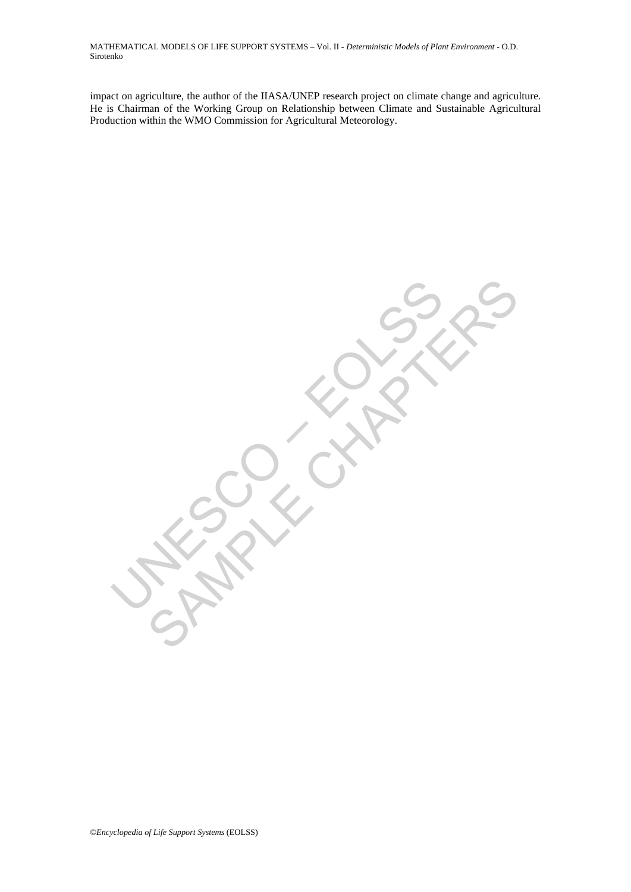impact on agriculture, the author of the IIASA/UNEP research project on climate change and agriculture. He is Chairman of the Working Group on Relationship between Climate and Sustainable Agricultural Production within the WMO Commission for Agricultural Meteorology.